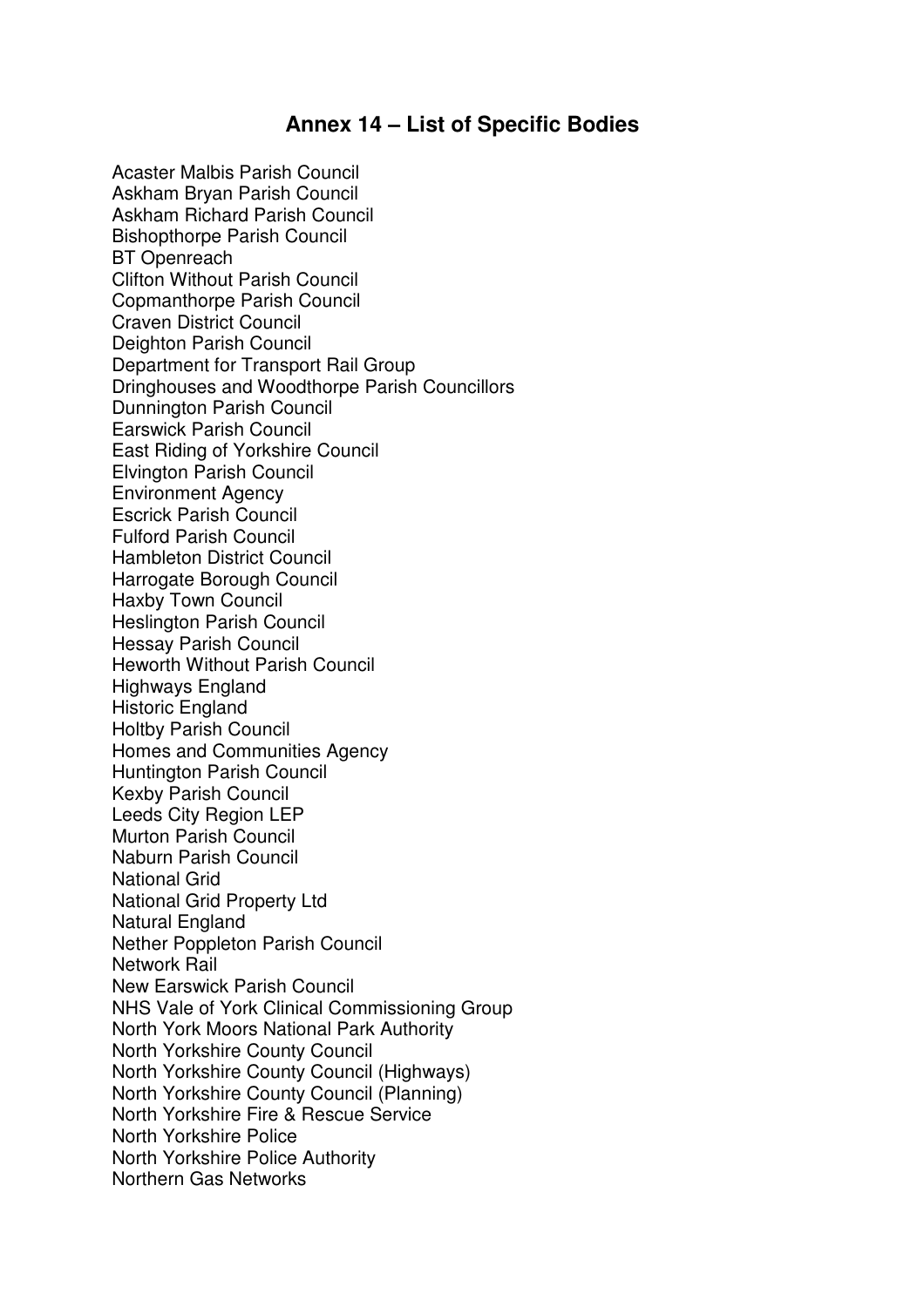## Annex 14 – List of Specific Bodies

Acaster Malbis Parish Council
Askham Bryan Parish Council
Askham Richard Parish Council
Bishopthorpe Parish Council
BT Openreach
Clifton Without Parish Council
Copmanthorpe Parish Council
Craven District Council
Deighton Parish Council
Department for Transport Rail Group
Dringhouses and Woodthorpe Parish Councillors
Dunnington Parish Council
Earswick Parish Council
East Riding of Yorkshire Council
Elvington Parish Council
Environment Agency
Escrick Parish Council
Fulford Parish Council
Hambleton District Council
Harrogate Borough Council
Haxby Town Council
Heslington Parish Council
Hessay Parish Council
Heworth Without Parish Council
Highways England
Historic England
Holtby Parish Council
Homes and Communities Agency
Huntington Parish Council
Kexby Parish Council
Leeds City Region LEP
Murton Parish Council
Naburn Parish Council
National Grid
National Grid Property Ltd
Natural England
Nether Poppleton Parish Council
Network Rail
New Earswick Parish Council
NHS Vale of York Clinical Commissioning Group
North York Moors National Park Authority
North Yorkshire County Council
North Yorkshire County Council (Highways)
North Yorkshire County Council (Planning)
North Yorkshire Fire & Rescue Service
North Yorkshire Police
North Yorkshire Police Authority
Northern Gas Networks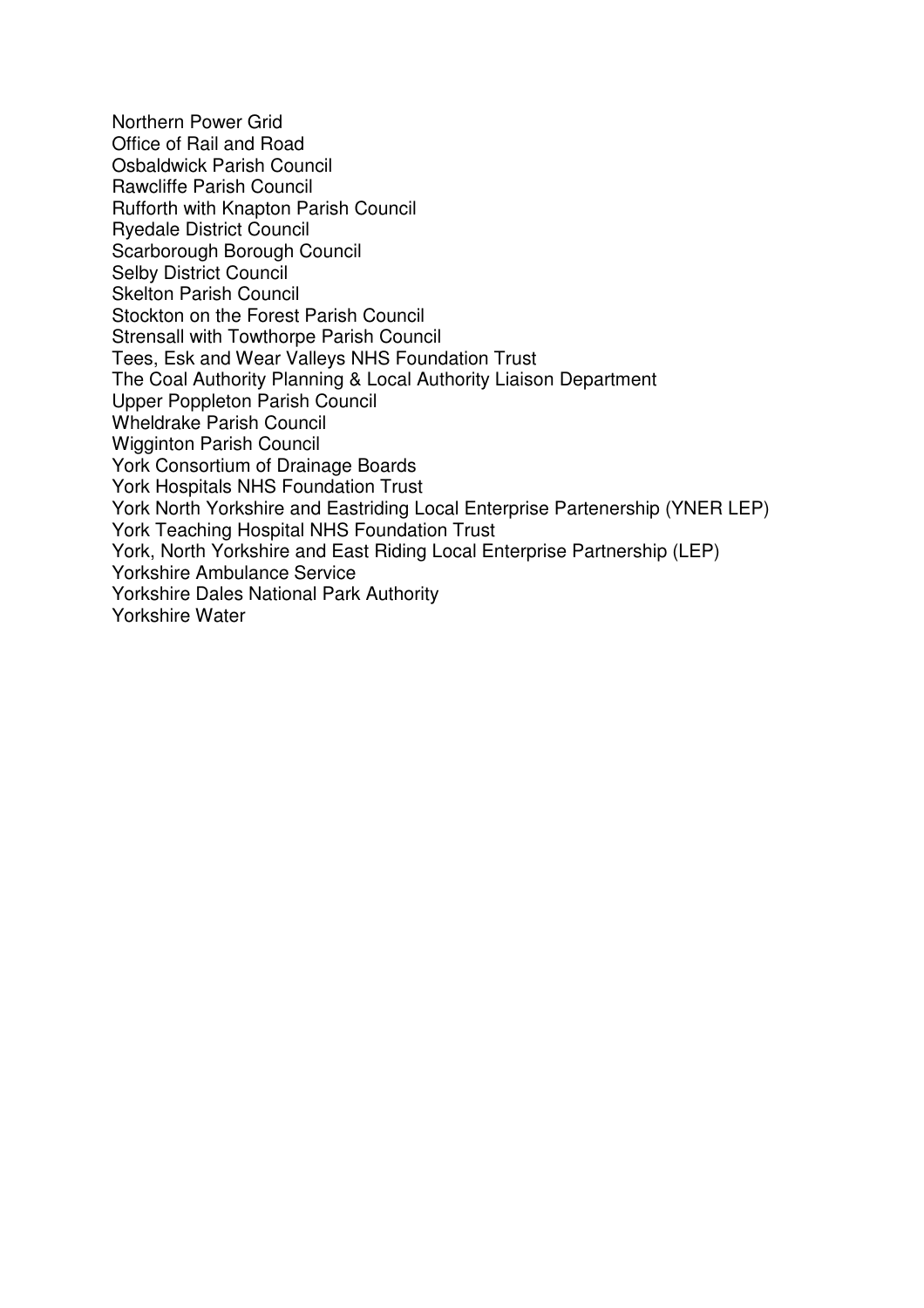Northern Power Grid
Office of Rail and Road
Osbaldwick Parish Council
Rawcliffe Parish Council
Rufforth with Knapton Parish Council
Ryedale District Council
Scarborough Borough Council
Selby District Council
Skelton Parish Council
Stockton on the Forest Parish Council
Strensall with Towthorpe Parish Council
Tees, Esk and Wear Valleys NHS Foundation Trust
The Coal Authority Planning & Local Authority Liaison Department
Upper Poppleton Parish Council
Wheldrake Parish Council
Wigginton Parish Council
York Consortium of Drainage Boards
York Hospitals NHS Foundation Trust
York North Yorkshire and Eastriding Local Enterprise Partenership (YNER LEP)
York Teaching Hospital NHS Foundation Trust
York, North Yorkshire and East Riding Local Enterprise Partnership (LEP)
Yorkshire Ambulance Service
Yorkshire Dales National Park Authority
Yorkshire Water